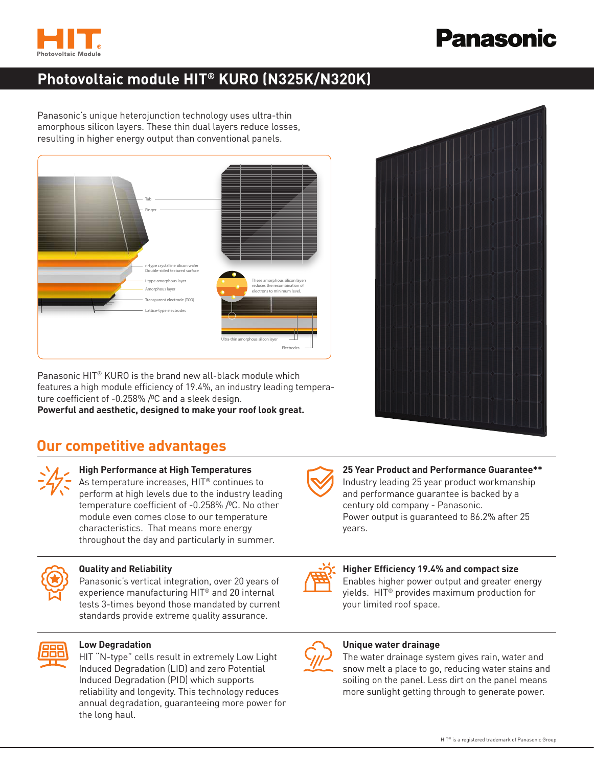# Photovoltaic module HIT® KURO (N325K/N320K)

Panasonic's unique heterojunction technology uses ultra-thin amorphous silicon layers. These thin dual layers reduce losses, resulting in higher energy output than conventional panels.

Tab

Finger

n-type crystalline silicon wafer
Double-sided textured surface

i-type amorphous layer

Amorphous layer

Transparent electrode (TCO)

Lattice-type electrodes

These amorphous silicon layers reduces the recombination of electrons to minimum level.

Ultra-thin amorphous silicon layer

Electrodes

Panasonic HIT® KURO is the brand new all-black module which features a high module efficiency of 19.4%, an industry leading temperature coefficient of -0.258% /ºC and a sleek design.
**Powerful and aesthetic, designed to make your roof look great.**

## Our competitive advantages

### High Performance at High Temperatures

As temperature increases, HIT® continues to perform at high levels due to the industry leading temperature coefficient of -0.258% /ºC. No other module even comes close to our temperature characteristics. That means more energy throughout the day and particularly in summer.

### 25 Year Product and Performance Guarantee**

Industry leading 25 year product workmanship and performance guarantee is backed by a century old company - Panasonic.
Power output is guaranteed to 86.2% after 25 years.

### Quality and Reliability

Panasonic's vertical integration, over 20 years of experience manufacturing HIT® and 20 internal tests 3-times beyond those mandated by current standards provide extreme quality assurance.

### Higher Efficiency 19.4% and compact size

Enables higher power output and greater energy yields. HIT® provides maximum production for your limited roof space.

### Low Degradation

HIT "N-type" cells result in extremely Low Light Induced Degradation (LID) and zero Potential Induced Degradation (PID) which supports reliability and longevity. This technology reduces annual degradation, guaranteeing more power for the long haul.

### Unique water drainage

The water drainage system gives rain, water and snow melt a place to go, reducing water stains and soiling on the panel. Less dirt on the panel means more sunlight getting through to generate power.

HIT® is a registered trademark of Panasonic Group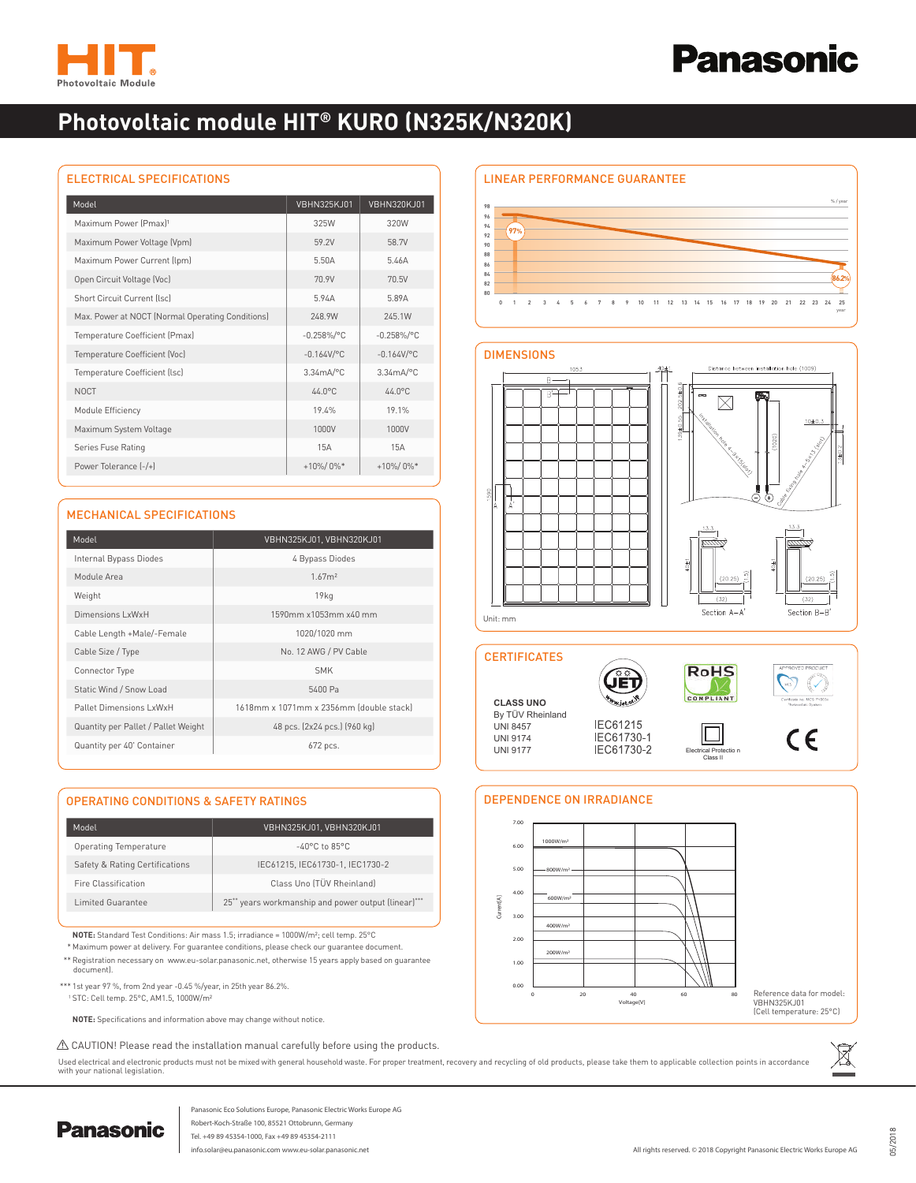HIT® Photovoltaic Module

Panasonic

# Photovoltaic module HIT® KURO (N325K/N320K)

## ELECTRICAL SPECIFICATIONS

| Model | VBHN325KJ01 | VBHN320KJ01 |
|---|---|---|
| Maximum Power (Pmax)[1] | 325W | 320W |
| Maximum Power Voltage (Vpm) | 59.2V | 58.7V |
| Maximum Power Current (Ipm) | 5.50A | 5.46A |
| Open Circuit Voltage (Voc) | 70.9V | 70.5V |
| Short Circuit Current (Isc) | 5.94A | 5.89A |
| Max. Power at NOCT (Normal Operating Conditions) | 248.9W | 245.1W |
| Temperature Coefficient (Pmax) | -0.258%/°C | -0.258%/°C |
| Temperature Coefficient (Voc) | -0.164V/°C | -0.164V/°C |
| Temperature Coefficient (Isc) | 3.34mA/°C | 3.34mA/°C |
| NOCT | 44.0°C | 44.0°C |
| Module Efficiency | 19.4% | 19.1% |
| Maximum System Voltage | 1000V | 1000V |
| Series Fuse Rating | 15A | 15A |
| Power Tolerance (-/+) | +10%/ 0%* | +10%/ 0%* |

## MECHANICAL SPECIFICATIONS

| Model | VBHN325KJ01, VBHN320KJ01 |
|---|---|
| Internal Bypass Diodes | 4 Bypass Diodes |
| Module Area | 1.67m² |
| Weight | 19kg |
| Dimensions LxWxH | 1590mm x1053mm x40 mm |
| Cable Length +Male/-Female | 1020/1020 mm |
| Cable Size / Type | No. 12 AWG / PV Cable |
| Connector Type | SMK |
| Static Wind / Snow Load | 5400 Pa |
| Pallet Dimensions LxWxH | 1618mm x 1071mm x 2356mm (double stack) |
| Quantity per Pallet / Pallet Weight | 48 pcs. (2x24 pcs.) (960 kg) |
| Quantity per 40' Container | 672 pcs. |

## OPERATING CONDITIONS & SAFETY RATINGS

| Model | VBHN325KJ01, VBHN320KJ01 |
|---|---|
| Operating Temperature | -40°C to 85°C |
| Safety & Rating Certifications | IEC61215, IEC61730-1, IEC61730-2 |
| Fire Classification | Class Uno (TÜV Rheinland) |
| Limited Guarantee | 25** years workmanship and power output (linear)*** |

**NOTE:** Standard Test Conditions: Air mass 1.5; irradiance = 1000W/m²; cell temp. 25°C

\* Maximum power at delivery. For guarantee conditions, please check our guarantee document.

\*\* Registration necessary on www.eu-solar.panasonic.net, otherwise 15 years apply based on guarantee document).

\*\*\* 1st year 97 %, from 2nd year -0.45 %/year, in 25th year 86.2%.

[1] STC: Cell temp. 25°C, AM1.5, 1000W/m²

**NOTE:** Specifications and information above may change without notice.

## LINEAR PERFORMANCE GUARANTEE

% / year

98 96 94 92 90 88 86 84 82 80

97%

86.2%

0 1 2 3 4 5 6 7 8 9 10 11 12 13 14 15 16 17 18 19 20 21 22 23 24 25

year

## DIMENSIONS

1053

Distance between installation hole (1009)

Installation hole 4-9x15(slot)

Cable fixing hole 4-5x13 (slot)

(1020)

Section A–A'

Section B–B'

Unit: mm

## CERTIFICATES

**CLASS UNO**
By TÜV Rheinland
UNI 8457
UNI 9174
UNI 9177

IEC61215
IEC61730-1
IEC61730-2

RoHS COMPLIANT

Electrical Protection Class II

CE

## DEPENDENCE ON IRRADIANCE

Current(A)

7.00 6.00 5.00 4.00 3.00 2.00 1.00 0.00

1000W/m²
800W/m²
600W/m²
400W/m²
200W/m²

0 20 40 60 80

Voltage(V)

Reference data for model: VBHN325KJ01 (Cell temperature: 25°C)

⚠ CAUTION! Please read the installation manual carefully before using the products.

Used electrical and electronic products must not be mixed with general household waste. For proper treatment, recovery and recycling of old products, please take them to applicable collection points in accordance with your national legislation.

Panasonic

Panasonic Eco Solutions Europe, Panasonic Electric Works Europe AG
Robert-Koch-Straße 100, 85521 Ottobrunn, Germany
Tel. +49 89 45354-1000, Fax +49 89 45354-2111
info.solar@eu.panasonic.com www.eu-solar.panasonic.net

All rights reserved. © 2018 Copyright Panasonic Electric Works Europe AG

05/2018